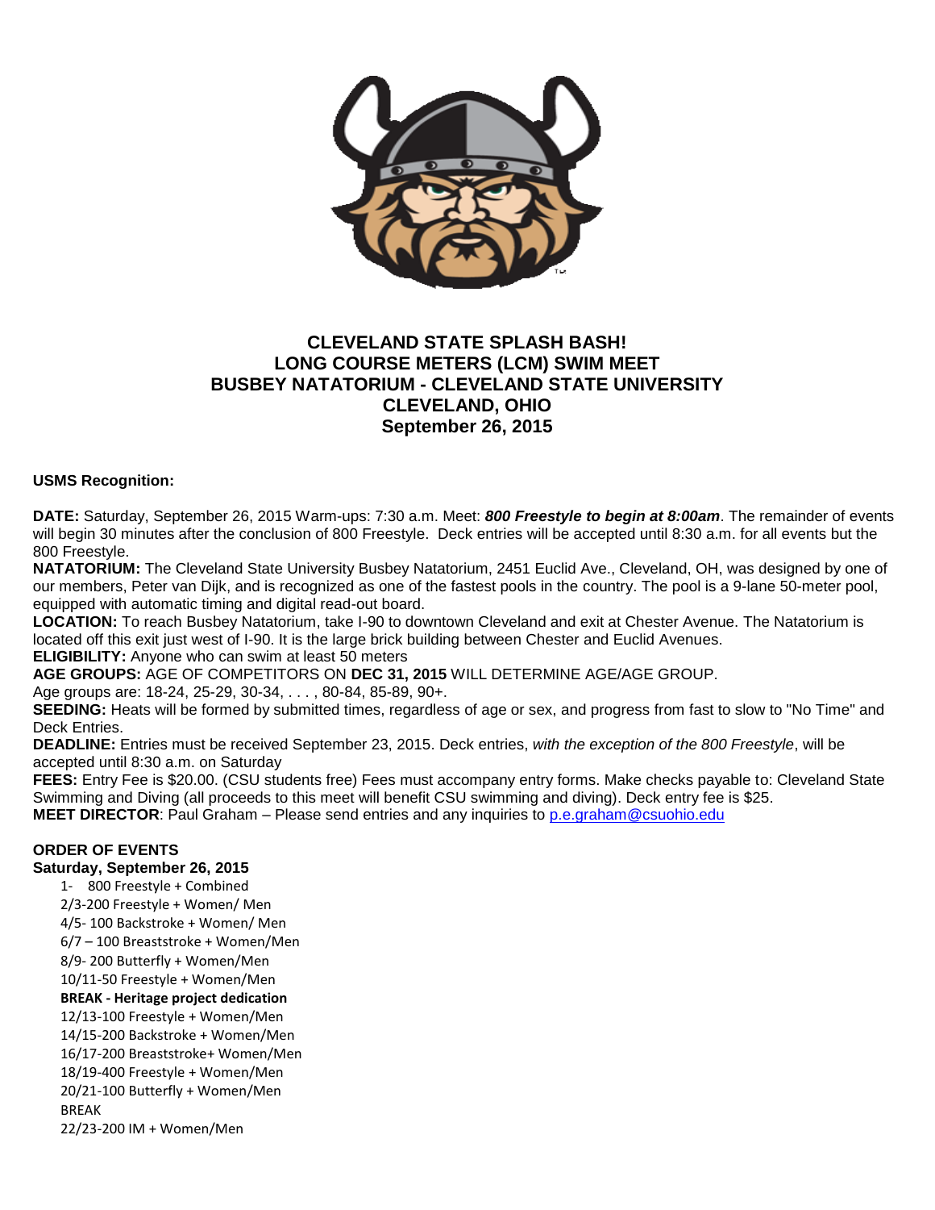# CLEVELAND STATE SPLASH BASH!
## LONG COURSE METERS (LCM) SWIM MEET
## BUSBEY NATATORIUM - CLEVELAND STATE UNIVERSITY
## CLEVELAND, OHIO
## September 26, 2015

**USMS Recognition:**

**DATE:** Saturday, September 26, 2015 Warm-ups: 7:30 a.m. Meet: ***800 Freestyle to begin at 8:00am***. The remainder of events will begin 30 minutes after the conclusion of 800 Freestyle. Deck entries will be accepted until 8:30 a.m. for all events but the 800 Freestyle.

**NATATORIUM:** The Cleveland State University Busbey Natatorium, 2451 Euclid Ave., Cleveland, OH, was designed by one of our members, Peter van Dijk, and is recognized as one of the fastest pools in the country. The pool is a 9-lane 50-meter pool, equipped with automatic timing and digital read-out board.

**LOCATION:** To reach Busbey Natatorium, take I-90 to downtown Cleveland and exit at Chester Avenue. The Natatorium is located off this exit just west of I-90. It is the large brick building between Chester and Euclid Avenues.

**ELIGIBILITY:** Anyone who can swim at least 50 meters

**AGE GROUPS:** AGE OF COMPETITORS ON **DEC 31, 2015** WILL DETERMINE AGE/AGE GROUP.

Age groups are: 18-24, 25-29, 30-34, . . . , 80-84, 85-89, 90+.

**SEEDING:** Heats will be formed by submitted times, regardless of age or sex, and progress from fast to slow to "No Time" and Deck Entries.

**DEADLINE:** Entries must be received September 23, 2015. Deck entries, *with the exception of the 800 Freestyle*, will be accepted until 8:30 a.m. on Saturday

**FEES:** Entry Fee is $20.00. (CSU students free) Fees must accompany entry forms. Make checks payable to: Cleveland State Swimming and Diving (all proceeds to this meet will benefit CSU swimming and diving). Deck entry fee is $25.

**MEET DIRECTOR**: Paul Graham – Please send entries and any inquiries to p.e.graham@csuohio.edu

**ORDER OF EVENTS**
**Saturday, September 26, 2015**

1- 800 Freestyle + Combined
2/3-200 Freestyle + Women/ Men
4/5- 100 Backstroke + Women/ Men
6/7 – 100 Breaststroke + Women/Men
8/9- 200 Butterfly + Women/Men
10/11-50 Freestyle + Women/Men
**BREAK - Heritage project dedication**
12/13-100 Freestyle + Women/Men
14/15-200 Backstroke + Women/Men
16/17-200 Breaststroke+ Women/Men
18/19-400 Freestyle + Women/Men
20/21-100 Butterfly + Women/Men
BREAK
22/23-200 IM + Women/Men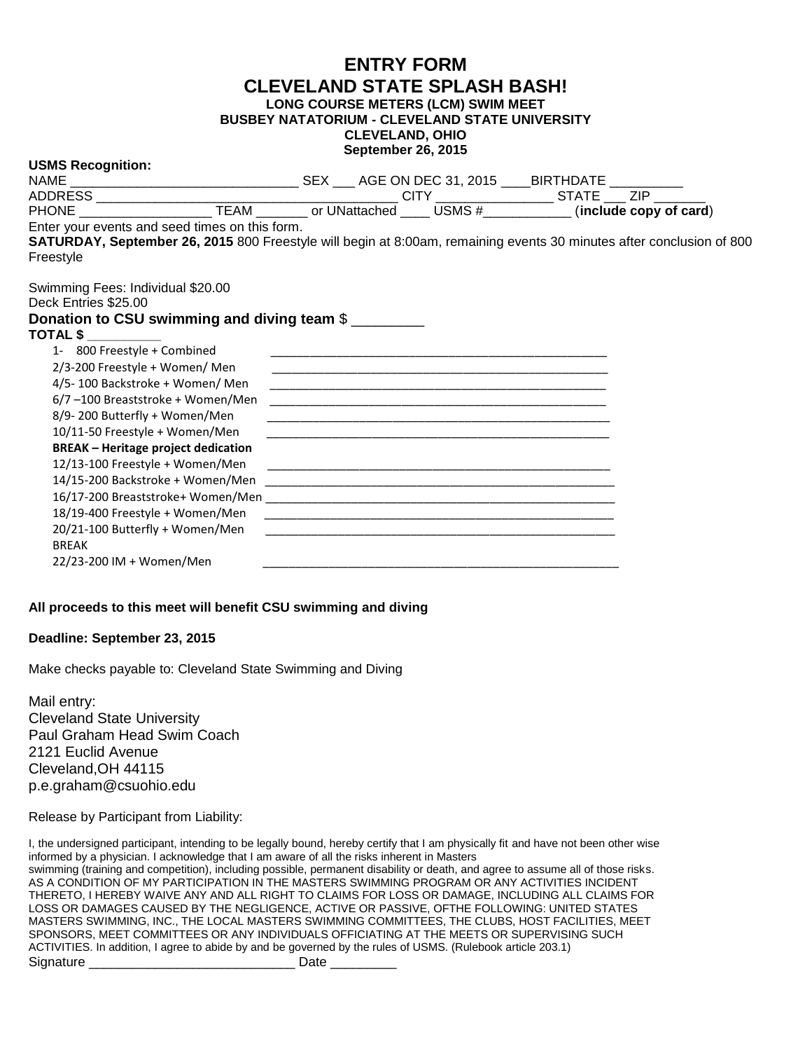# ENTRY FORM

# CLEVELAND STATE SPLASH BASH!

**LONG COURSE METERS (LCM) SWIM MEET**
**BUSBEY NATATORIUM - CLEVELAND STATE UNIVERSITY**
**CLEVELAND, OHIO**
**September 26, 2015**

**USMS Recognition:**

NAME ______________________________ SEX ___ AGE ON DEC 31, 2015 ____BIRTHDATE __________

ADDRESS ________________________________________ CITY ________________ STATE ___ ZIP _______

PHONE __________________ TEAM _______ or UNattached ____ USMS #____________ (**include copy of card**)

Enter your events and seed times on this form.

**SATURDAY, September 26, 2015** 800 Freestyle will begin at 8:00am, remaining events 30 minutes after conclusion of 800 Freestyle

Swimming Fees: Individual $20.00
Deck Entries $25.00

**Donation to CSU swimming and diving team** $ _________

**TOTAL $ __________**

1- 800 Freestyle + Combined ____________________________________________
2/3-200 Freestyle + Women/ Men ____________________________________________
4/5- 100 Backstroke + Women/ Men ____________________________________________
6/7 –100 Breaststroke + Women/Men ____________________________________________
8/9- 200 Butterfly + Women/Men ____________________________________________
10/11-50 Freestyle + Women/Men ____________________________________________
**BREAK – Heritage project dedication**
12/13-100 Freestyle + Women/Men ____________________________________________
14/15-200 Backstroke + Women/Men ____________________________________________
16/17-200 Breaststroke+ Women/Men ____________________________________________
18/19-400 Freestyle + Women/Men ____________________________________________
20/21-100 Butterfly + Women/Men ____________________________________________
BREAK
22/23-200 IM + Women/Men ____________________________________________

**All proceeds to this meet will benefit CSU swimming and diving**

**Deadline: September 23, 2015**

Make checks payable to: Cleveland State Swimming and Diving

Mail entry:
Cleveland State University
Paul Graham Head Swim Coach
2121 Euclid Avenue
Cleveland,OH 44115
p.e.graham@csuohio.edu

Release by Participant from Liability:

I, the undersigned participant, intending to be legally bound, hereby certify that I am physically fit and have not been other wise informed by a physician. I acknowledge that I am aware of all the risks inherent in Masters swimming (training and competition), including possible, permanent disability or death, and agree to assume all of those risks. AS A CONDITION OF MY PARTICIPATION IN THE MASTERS SWIMMING PROGRAM OR ANY ACTIVITIES INCIDENT THERETO, I HEREBY WAIVE ANY AND ALL RIGHT TO CLAIMS FOR LOSS OR DAMAGE, INCLUDING ALL CLAIMS FOR LOSS OR DAMAGES CAUSED BY THE NEGLIGENCE, ACTIVE OR PASSIVE, OFTHE FOLLOWING: UNITED STATES MASTERS SWIMMING, INC., THE LOCAL MASTERS SWIMMING COMMITTEES, THE CLUBS, HOST FACILITIES, MEET SPONSORS, MEET COMMITTEES OR ANY INDIVIDUALS OFFICIATING AT THE MEETS OR SUPERVISING SUCH ACTIVITIES. In addition, I agree to abide by and be governed by the rules of USMS. (Rulebook article 203.1)

Signature ____________________________ Date _________